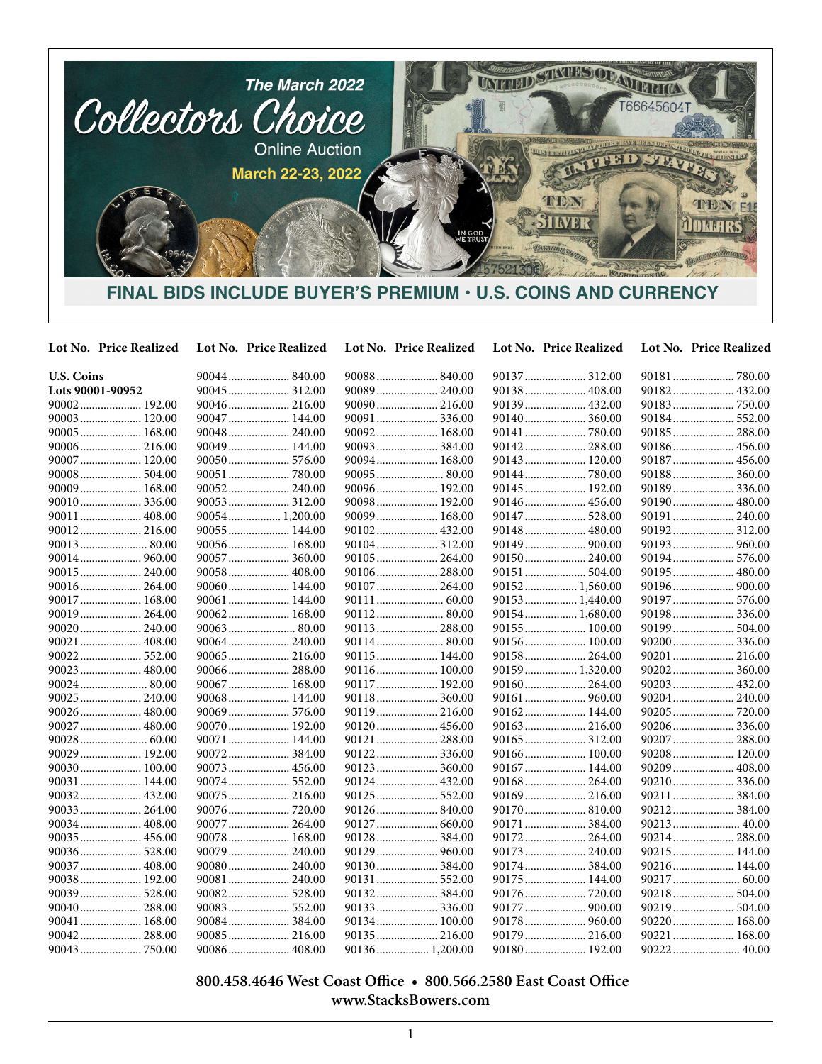# The March 2022 Collectors Choice Online Auction

**March 22-23, 2022**

**FINAL BIDS INCLUDE BUYER'S PREMIUM · U.S. COINS AND CURRENCY**

## U.S. Coins

### Lots 90001-90952

| Lot No. | Price Realized |
|---|---|
| 90002 | 192.00 |
| 90003 | 120.00 |
| 90005 | 168.00 |
| 90006 | 216.00 |
| 90007 | 120.00 |
| 90008 | 504.00 |
| 90009 | 168.00 |
| 90010 | 336.00 |
| 90011 | 408.00 |
| 90012 | 216.00 |
| 90013 | 80.00 |
| 90014 | 960.00 |
| 90015 | 240.00 |
| 90016 | 264.00 |
| 90017 | 168.00 |
| 90019 | 264.00 |
| 90020 | 240.00 |
| 90021 | 408.00 |
| 90022 | 552.00 |
| 90023 | 480.00 |
| 90024 | 80.00 |
| 90025 | 240.00 |
| 90026 | 480.00 |
| 90027 | 480.00 |
| 90028 | 60.00 |
| 90029 | 192.00 |
| 90030 | 100.00 |
| 90031 | 144.00 |
| 90032 | 432.00 |
| 90033 | 264.00 |
| 90034 | 408.00 |
| 90035 | 456.00 |
| 90036 | 528.00 |
| 90037 | 408.00 |
| 90038 | 192.00 |
| 90039 | 528.00 |
| 90040 | 288.00 |
| 90041 | 168.00 |
| 90042 | 288.00 |
| 90043 | 750.00 |
| 90044 | 840.00 |
| 90045 | 312.00 |
| 90046 | 216.00 |
| 90047 | 144.00 |
| 90048 | 240.00 |
| 90049 | 144.00 |
| 90050 | 576.00 |
| 90051 | 780.00 |
| 90052 | 240.00 |
| 90053 | 312.00 |
| 90054 | 1,200.00 |
| 90055 | 144.00 |
| 90056 | 168.00 |
| 90057 | 360.00 |
| 90058 | 408.00 |
| 90060 | 144.00 |
| 90061 | 144.00 |
| 90062 | 168.00 |
| 90063 | 80.00 |
| 90064 | 240.00 |
| 90065 | 216.00 |
| 90066 | 288.00 |
| 90067 | 168.00 |
| 90068 | 144.00 |
| 90069 | 576.00 |
| 90070 | 192.00 |
| 90071 | 144.00 |
| 90072 | 384.00 |
| 90073 | 456.00 |
| 90074 | 552.00 |
| 90075 | 216.00 |
| 90076 | 720.00 |
| 90077 | 264.00 |
| 90078 | 168.00 |
| 90079 | 240.00 |
| 90080 | 240.00 |
| 90081 | 240.00 |
| 90082 | 528.00 |
| 90083 | 552.00 |
| 90084 | 384.00 |
| 90085 | 216.00 |
| 90086 | 408.00 |
| 90088 | 840.00 |
| 90089 | 240.00 |
| 90090 | 216.00 |
| 90091 | 336.00 |
| 90092 | 168.00 |
| 90093 | 384.00 |
| 90094 | 168.00 |
| 90095 | 80.00 |
| 90096 | 192.00 |
| 90098 | 192.00 |
| 90099 | 168.00 |
| 90102 | 432.00 |
| 90104 | 312.00 |
| 90105 | 264.00 |
| 90106 | 288.00 |
| 90107 | 264.00 |
| 90111 | 60.00 |
| 90112 | 80.00 |
| 90113 | 288.00 |
| 90114 | 80.00 |
| 90115 | 144.00 |
| 90116 | 100.00 |
| 90117 | 192.00 |
| 90118 | 360.00 |
| 90119 | 216.00 |
| 90120 | 456.00 |
| 90121 | 288.00 |
| 90122 | 336.00 |
| 90123 | 360.00 |
| 90124 | 432.00 |
| 90125 | 552.00 |
| 90126 | 840.00 |
| 90127 | 660.00 |
| 90128 | 384.00 |
| 90129 | 960.00 |
| 90130 | 384.00 |
| 90131 | 552.00 |
| 90132 | 384.00 |
| 90133 | 336.00 |
| 90134 | 100.00 |
| 90135 | 216.00 |
| 90136 | 1,200.00 |
| 90137 | 312.00 |
| 90138 | 408.00 |
| 90139 | 432.00 |
| 90140 | 360.00 |
| 90141 | 780.00 |
| 90142 | 288.00 |
| 90143 | 120.00 |
| 90144 | 780.00 |
| 90145 | 192.00 |
| 90146 | 456.00 |
| 90147 | 528.00 |
| 90148 | 480.00 |
| 90149 | 900.00 |
| 90150 | 240.00 |
| 90151 | 504.00 |
| 90152 | 1,560.00 |
| 90153 | 1,440.00 |
| 90154 | 1,680.00 |
| 90155 | 100.00 |
| 90156 | 100.00 |
| 90158 | 264.00 |
| 90159 | 1,320.00 |
| 90160 | 264.00 |
| 90161 | 960.00 |
| 90162 | 144.00 |
| 90163 | 216.00 |
| 90165 | 312.00 |
| 90166 | 100.00 |
| 90167 | 144.00 |
| 90168 | 264.00 |
| 90169 | 216.00 |
| 90170 | 810.00 |
| 90171 | 384.00 |
| 90172 | 264.00 |
| 90173 | 240.00 |
| 90174 | 384.00 |
| 90175 | 144.00 |
| 90176 | 720.00 |
| 90177 | 900.00 |
| 90178 | 960.00 |
| 90179 | 216.00 |
| 90180 | 192.00 |
| 90181 | 780.00 |
| 90182 | 432.00 |
| 90183 | 750.00 |
| 90184 | 552.00 |
| 90185 | 288.00 |
| 90186 | 456.00 |
| 90187 | 456.00 |
| 90188 | 360.00 |
| 90189 | 336.00 |
| 90190 | 480.00 |
| 90191 | 240.00 |
| 90192 | 312.00 |
| 90193 | 960.00 |
| 90194 | 576.00 |
| 90195 | 480.00 |
| 90196 | 900.00 |
| 90197 | 576.00 |
| 90198 | 336.00 |
| 90199 | 504.00 |
| 90200 | 336.00 |
| 90201 | 216.00 |
| 90202 | 360.00 |
| 90203 | 432.00 |
| 90204 | 240.00 |
| 90205 | 720.00 |
| 90206 | 336.00 |
| 90207 | 288.00 |
| 90208 | 120.00 |
| 90209 | 408.00 |
| 90210 | 336.00 |
| 90211 | 384.00 |
| 90212 | 384.00 |
| 90213 | 40.00 |
| 90214 | 288.00 |
| 90215 | 144.00 |
| 90216 | 144.00 |
| 90217 | 60.00 |
| 90218 | 504.00 |
| 90219 | 504.00 |
| 90220 | 168.00 |
| 90221 | 168.00 |
| 90222 | 40.00 |

**800.458.4646 West Coast Office • 800.566.2580 East Coast Office**
**www.StacksBowers.com**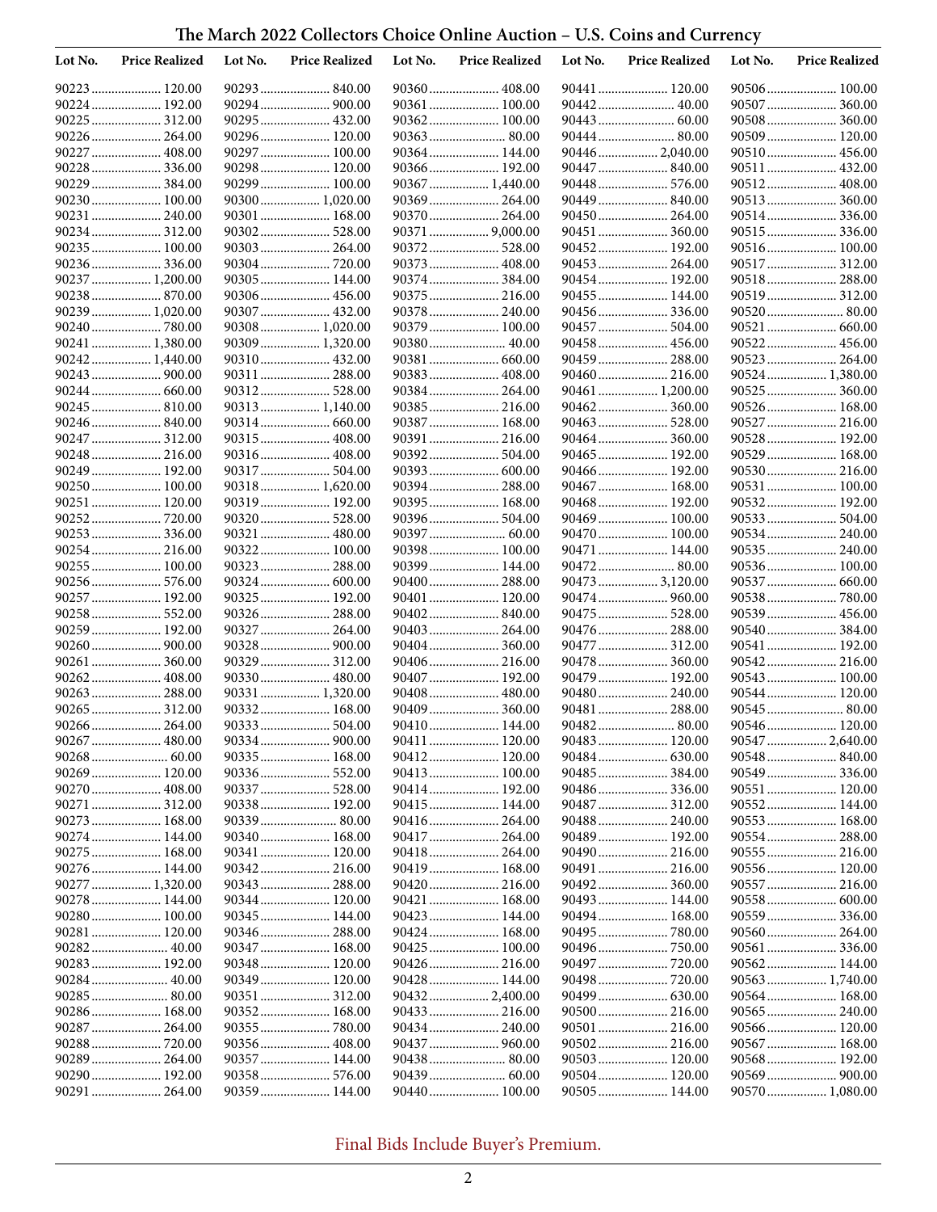# The March 2022 Collectors Choice Online Auction – U.S. Coins and Currency

| Lot No. | Price Realized | Lot No. | Price Realized | Lot No. | Price Realized | Lot No. | Price Realized | Lot No. | Price Realized |
|---|---|---|---|---|---|---|---|---|---|
| 90223 | 120.00 | 90293 | 840.00 | 90360 | 408.00 | 90441 | 120.00 | 90506 | 100.00 |
| 90224 | 192.00 | 90294 | 900.00 | 90361 | 100.00 | 90442 | 40.00 | 90507 | 360.00 |
| 90225 | 312.00 | 90295 | 432.00 | 90362 | 100.00 | 90443 | 60.00 | 90508 | 360.00 |
| 90226 | 264.00 | 90296 | 120.00 | 90363 | 80.00 | 90444 | 80.00 | 90509 | 120.00 |
| 90227 | 408.00 | 90297 | 100.00 | 90364 | 144.00 | 90446 | 2,040.00 | 90510 | 456.00 |
| 90228 | 336.00 | 90298 | 120.00 | 90366 | 192.00 | 90447 | 840.00 | 90511 | 432.00 |
| 90229 | 384.00 | 90299 | 100.00 | 90367 | 1,440.00 | 90448 | 576.00 | 90512 | 408.00 |
| 90230 | 100.00 | 90300 | 1,020.00 | 90369 | 264.00 | 90449 | 840.00 | 90513 | 360.00 |
| 90231 | 240.00 | 90301 | 168.00 | 90370 | 264.00 | 90450 | 264.00 | 90514 | 336.00 |
| 90234 | 312.00 | 90302 | 528.00 | 90371 | 9,000.00 | 90451 | 360.00 | 90515 | 336.00 |
| 90235 | 100.00 | 90303 | 264.00 | 90372 | 528.00 | 90452 | 192.00 | 90516 | 100.00 |
| 90236 | 336.00 | 90304 | 720.00 | 90373 | 408.00 | 90453 | 264.00 | 90517 | 312.00 |
| 90237 | 1,200.00 | 90305 | 144.00 | 90374 | 384.00 | 90454 | 192.00 | 90518 | 288.00 |
| 90238 | 870.00 | 90306 | 456.00 | 90375 | 216.00 | 90455 | 144.00 | 90519 | 312.00 |
| 90239 | 1,020.00 | 90307 | 432.00 | 90378 | 240.00 | 90456 | 336.00 | 90520 | 80.00 |
| 90240 | 780.00 | 90308 | 1,020.00 | 90379 | 100.00 | 90457 | 504.00 | 90521 | 660.00 |
| 90241 | 1,380.00 | 90309 | 1,320.00 | 90380 | 40.00 | 90458 | 456.00 | 90522 | 456.00 |
| 90242 | 1,440.00 | 90310 | 432.00 | 90381 | 660.00 | 90459 | 288.00 | 90523 | 264.00 |
| 90243 | 900.00 | 90311 | 288.00 | 90383 | 408.00 | 90460 | 216.00 | 90524 | 1,380.00 |
| 90244 | 660.00 | 90312 | 528.00 | 90384 | 264.00 | 90461 | 1,200.00 | 90525 | 360.00 |
| 90245 | 810.00 | 90313 | 1,140.00 | 90385 | 216.00 | 90462 | 360.00 | 90526 | 168.00 |
| 90246 | 840.00 | 90314 | 660.00 | 90387 | 168.00 | 90463 | 528.00 | 90527 | 216.00 |
| 90247 | 312.00 | 90315 | 408.00 | 90391 | 216.00 | 90464 | 360.00 | 90528 | 192.00 |
| 90248 | 216.00 | 90316 | 408.00 | 90392 | 504.00 | 90465 | 192.00 | 90529 | 168.00 |
| 90249 | 192.00 | 90317 | 504.00 | 90393 | 600.00 | 90466 | 192.00 | 90530 | 216.00 |
| 90250 | 100.00 | 90318 | 1,620.00 | 90394 | 288.00 | 90467 | 168.00 | 90531 | 100.00 |
| 90251 | 120.00 | 90319 | 192.00 | 90395 | 168.00 | 90468 | 192.00 | 90532 | 192.00 |
| 90252 | 720.00 | 90320 | 528.00 | 90396 | 504.00 | 90469 | 100.00 | 90533 | 504.00 |
| 90253 | 336.00 | 90321 | 480.00 | 90397 | 60.00 | 90470 | 100.00 | 90534 | 240.00 |
| 90254 | 216.00 | 90322 | 100.00 | 90398 | 100.00 | 90471 | 144.00 | 90535 | 240.00 |
| 90255 | 100.00 | 90323 | 288.00 | 90399 | 144.00 | 90472 | 80.00 | 90536 | 100.00 |
| 90256 | 576.00 | 90324 | 600.00 | 90400 | 288.00 | 90473 | 3,120.00 | 90537 | 660.00 |
| 90257 | 192.00 | 90325 | 192.00 | 90401 | 120.00 | 90474 | 960.00 | 90538 | 780.00 |
| 90258 | 552.00 | 90326 | 288.00 | 90402 | 840.00 | 90475 | 528.00 | 90539 | 456.00 |
| 90259 | 192.00 | 90327 | 264.00 | 90403 | 264.00 | 90476 | 288.00 | 90540 | 384.00 |
| 90260 | 900.00 | 90328 | 900.00 | 90404 | 360.00 | 90477 | 312.00 | 90541 | 192.00 |
| 90261 | 360.00 | 90329 | 312.00 | 90406 | 216.00 | 90478 | 360.00 | 90542 | 216.00 |
| 90262 | 408.00 | 90330 | 480.00 | 90407 | 192.00 | 90479 | 192.00 | 90543 | 100.00 |
| 90263 | 288.00 | 90331 | 1,320.00 | 90408 | 480.00 | 90480 | 240.00 | 90544 | 120.00 |
| 90265 | 312.00 | 90332 | 168.00 | 90409 | 360.00 | 90481 | 288.00 | 90545 | 80.00 |
| 90266 | 264.00 | 90333 | 504.00 | 90410 | 144.00 | 90482 | 80.00 | 90546 | 120.00 |
| 90267 | 480.00 | 90334 | 900.00 | 90411 | 120.00 | 90483 | 120.00 | 90547 | 2,640.00 |
| 90268 | 60.00 | 90335 | 168.00 | 90412 | 120.00 | 90484 | 630.00 | 90548 | 840.00 |
| 90269 | 120.00 | 90336 | 552.00 | 90413 | 100.00 | 90485 | 384.00 | 90549 | 336.00 |
| 90270 | 408.00 | 90337 | 528.00 | 90414 | 192.00 | 90486 | 336.00 | 90551 | 120.00 |
| 90271 | 312.00 | 90338 | 192.00 | 90415 | 144.00 | 90487 | 312.00 | 90552 | 144.00 |
| 90273 | 168.00 | 90339 | 80.00 | 90416 | 264.00 | 90488 | 240.00 | 90553 | 168.00 |
| 90274 | 144.00 | 90340 | 168.00 | 90417 | 264.00 | 90489 | 192.00 | 90554 | 288.00 |
| 90275 | 168.00 | 90341 | 120.00 | 90418 | 264.00 | 90490 | 216.00 | 90555 | 216.00 |
| 90276 | 144.00 | 90342 | 216.00 | 90419 | 168.00 | 90491 | 216.00 | 90556 | 120.00 |
| 90277 | 1,320.00 | 90343 | 288.00 | 90420 | 216.00 | 90492 | 360.00 | 90557 | 216.00 |
| 90278 | 144.00 | 90344 | 120.00 | 90421 | 168.00 | 90493 | 144.00 | 90558 | 600.00 |
| 90280 | 100.00 | 90345 | 144.00 | 90423 | 144.00 | 90494 | 168.00 | 90559 | 336.00 |
| 90281 | 120.00 | 90346 | 288.00 | 90424 | 168.00 | 90495 | 780.00 | 90560 | 264.00 |
| 90282 | 40.00 | 90347 | 168.00 | 90425 | 100.00 | 90496 | 750.00 | 90561 | 336.00 |
| 90283 | 192.00 | 90348 | 120.00 | 90426 | 216.00 | 90497 | 720.00 | 90562 | 144.00 |
| 90284 | 40.00 | 90349 | 120.00 | 90428 | 144.00 | 90498 | 720.00 | 90563 | 1,740.00 |
| 90285 | 80.00 | 90351 | 312.00 | 90432 | 2,400.00 | 90499 | 630.00 | 90564 | 168.00 |
| 90286 | 168.00 | 90352 | 168.00 | 90433 | 216.00 | 90500 | 216.00 | 90565 | 240.00 |
| 90287 | 264.00 | 90355 | 780.00 | 90434 | 240.00 | 90501 | 216.00 | 90566 | 120.00 |
| 90288 | 720.00 | 90356 | 408.00 | 90437 | 960.00 | 90502 | 216.00 | 90567 | 168.00 |
| 90289 | 264.00 | 90357 | 144.00 | 90438 | 80.00 | 90503 | 120.00 | 90568 | 192.00 |
| 90290 | 192.00 | 90358 | 576.00 | 90439 | 60.00 | 90504 | 120.00 | 90569 | 900.00 |
| 90291 | 264.00 | 90359 | 144.00 | 90440 | 100.00 | 90505 | 144.00 | 90570 | 1,080.00 |

Final Bids Include Buyer's Premium.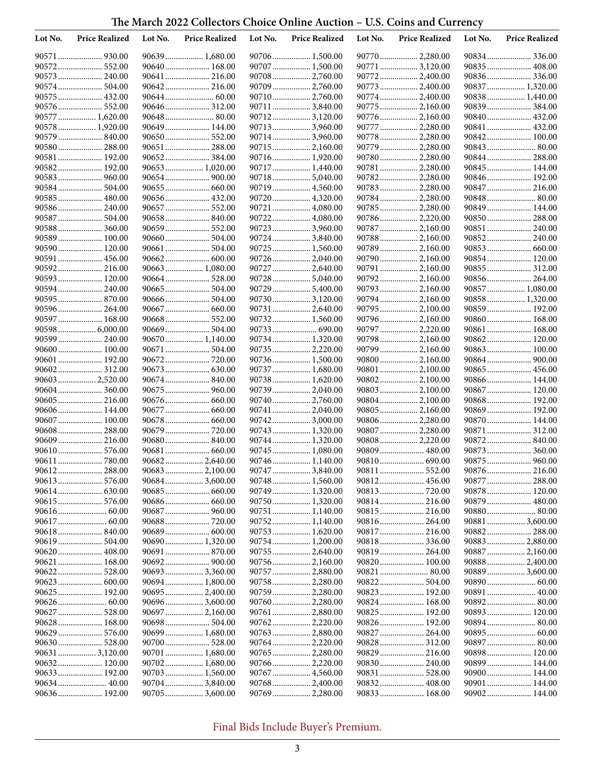# The March 2022 Collectors Choice Online Auction – U.S. Coins and Currency

| Lot No. | Price Realized | Lot No. | Price Realized | Lot No. | Price Realized | Lot No. | Price Realized | Lot No. | Price Realized |
|---|---|---|---|---|---|---|---|---|---|
| 90571 | 930.00 | 90639 | 1,680.00 | 90706 | 1,500.00 | 90770 | 2,280.00 | 90834 | 336.00 |
| 90572 | 552.00 | 90640 | 168.00 | 90707 | 1,500.00 | 90771 | 3,120.00 | 90835 | 408.00 |
| 90573 | 240.00 | 90641 | 216.00 | 90708 | 2,760.00 | 90772 | 2,400.00 | 90836 | 336.00 |
| 90574 | 504.00 | 90642 | 216.00 | 90709 | 2,760.00 | 90773 | 2,400.00 | 90837 | 1,320.00 |
| 90575 | 432.00 | 90644 | 60.00 | 90710 | 2,760.00 | 90774 | 2,400.00 | 90838 | 1,440.00 |
| 90576 | 552.00 | 90646 | 312.00 | 90711 | 3,840.00 | 90775 | 2,160.00 | 90839 | 384.00 |
| 90577 | 1,620.00 | 90648 | 80.00 | 90712 | 3,120.00 | 90776 | 2,160.00 | 90840 | 432.00 |
| 90578 | 1,920.00 | 90649 | 144.00 | 90713 | 3,960.00 | 90777 | 2,280.00 | 90841 | 432.00 |
| 90579 | 840.00 | 90650 | 552.00 | 90714 | 3,960.00 | 90778 | 2,280.00 | 90842 | 100.00 |
| 90580 | 288.00 | 90651 | 288.00 | 90715 | 2,160.00 | 90779 | 2,280.00 | 90843 | 80.00 |
| 90581 | 192.00 | 90652 | 384.00 | 90716 | 1,920.00 | 90780 | 2,280.00 | 90844 | 288.00 |
| 90582 | 192.00 | 90653 | 1,020.00 | 90717 | 1,440.00 | 90781 | 2,280.00 | 90845 | 144.00 |
| 90583 | 960.00 | 90654 | 900.00 | 90718 | 5,040.00 | 90782 | 2,280.00 | 90846 | 192.00 |
| 90584 | 504.00 | 90655 | 660.00 | 90719 | 4,560.00 | 90783 | 2,280.00 | 90847 | 216.00 |
| 90585 | 480.00 | 90656 | 432.00 | 90720 | 4,320.00 | 90784 | 2,280.00 | 90848 | 80.00 |
| 90586 | 240.00 | 90657 | 552.00 | 90721 | 4,080.00 | 90785 | 2,280.00 | 90849 | 144.00 |
| 90587 | 504.00 | 90658 | 840.00 | 90722 | 4,080.00 | 90786 | 2,220.00 | 90850 | 288.00 |
| 90588 | 360.00 | 90659 | 552.00 | 90723 | 3,960.00 | 90787 | 2,160.00 | 90851 | 240.00 |
| 90589 | 100.00 | 90660 | 504.00 | 90724 | 3,840.00 | 90788 | 2,160.00 | 90852 | 240.00 |
| 90590 | 120.00 | 90661 | 504.00 | 90725 | 1,560.00 | 90789 | 2,160.00 | 90853 | 660.00 |
| 90591 | 456.00 | 90662 | 600.00 | 90726 | 2,040.00 | 90790 | 2,160.00 | 90854 | 120.00 |
| 90592 | 216.00 | 90663 | 1,080.00 | 90727 | 2,640.00 | 90791 | 2,160.00 | 90855 | 312.00 |
| 90593 | 120.00 | 90664 | 528.00 | 90728 | 5,040.00 | 90792 | 2,160.00 | 90856 | 264.00 |
| 90594 | 240.00 | 90665 | 504.00 | 90729 | 5,400.00 | 90793 | 2,160.00 | 90857 | 1,080.00 |
| 90595 | 870.00 | 90666 | 504.00 | 90730 | 3,120.00 | 90794 | 2,160.00 | 90858 | 1,320.00 |
| 90596 | 264.00 | 90667 | 660.00 | 90731 | 2,640.00 | 90795 | 2,100.00 | 90859 | 192.00 |
| 90597 | 168.00 | 90668 | 552.00 | 90732 | 1,560.00 | 90796 | 2,160.00 | 90860 | 168.00 |
| 90598 | 6,000.00 | 90669 | 504.00 | 90733 | 690.00 | 90797 | 2,220.00 | 90861 | 168.00 |
| 90599 | 240.00 | 90670 | 1,140.00 | 90734 | 1,320.00 | 90798 | 2,160.00 | 90862 | 120.00 |
| 90600 | 100.00 | 90671 | 504.00 | 90735 | 2,220.00 | 90799 | 2,160.00 | 90863 | 100.00 |
| 90601 | 192.00 | 90672 | 720.00 | 90736 | 1,500.00 | 90800 | 2,160.00 | 90864 | 900.00 |
| 90602 | 312.00 | 90673 | 630.00 | 90737 | 1,680.00 | 90801 | 2,100.00 | 90865 | 456.00 |
| 90603 | 2,520.00 | 90674 | 840.00 | 90738 | 1,620.00 | 90802 | 2,100.00 | 90866 | 144.00 |
| 90604 | 360.00 | 90675 | 960.00 | 90739 | 2,040.00 | 90803 | 2,100.00 | 90867 | 120.00 |
| 90605 | 216.00 | 90676 | 660.00 | 90740 | 2,760.00 | 90804 | 2,100.00 | 90868 | 192.00 |
| 90606 | 144.00 | 90677 | 660.00 | 90741 | 2,040.00 | 90805 | 2,160.00 | 90869 | 192.00 |
| 90607 | 100.00 | 90678 | 660.00 | 90742 | 3,000.00 | 90806 | 2,280.00 | 90870 | 144.00 |
| 90608 | 288.00 | 90679 | 720.00 | 90743 | 1,320.00 | 90807 | 2,280.00 | 90871 | 312.00 |
| 90609 | 216.00 | 90680 | 840.00 | 90744 | 1,320.00 | 90808 | 2,220.00 | 90872 | 840.00 |
| 90610 | 576.00 | 90681 | 660.00 | 90745 | 1,080.00 | 90809 | 480.00 | 90873 | 360.00 |
| 90611 | 780.00 | 90682 | 2,640.00 | 90746 | 1,140.00 | 90810 | 690.00 | 90875 | 960.00 |
| 90612 | 288.00 | 90683 | 2,100.00 | 90747 | 3,840.00 | 90811 | 552.00 | 90876 | 216.00 |
| 90613 | 576.00 | 90684 | 3,600.00 | 90748 | 1,560.00 | 90812 | 456.00 | 90877 | 288.00 |
| 90614 | 630.00 | 90685 | 660.00 | 90749 | 1,320.00 | 90813 | 720.00 | 90878 | 120.00 |
| 90615 | 576.00 | 90686 | 660.00 | 90750 | 1,320.00 | 90814 | 216.00 | 90879 | 480.00 |
| 90616 | 60.00 | 90687 | 960.00 | 90751 | 1,140.00 | 90815 | 216.00 | 90880 | 80.00 |
| 90617 | 60.00 | 90688 | 720.00 | 90752 | 1,140.00 | 90816 | 264.00 | 90881 | 3,600.00 |
| 90618 | 840.00 | 90689 | 600.00 | 90753 | 1,620.00 | 90817 | 216.00 | 90882 | 288.00 |
| 90619 | 504.00 | 90690 | 1,320.00 | 90754 | 1,200.00 | 90818 | 336.00 | 90883 | 2,880.00 |
| 90620 | 408.00 | 90691 | 870.00 | 90755 | 2,640.00 | 90819 | 264.00 | 90887 | 2,160.00 |
| 90621 | 168.00 | 90692 | 900.00 | 90756 | 2,160.00 | 90820 | 100.00 | 90888 | 2,400.00 |
| 90622 | 528.00 | 90693 | 3,360.00 | 90757 | 2,880.00 | 90821 | 80.00 | 90889 | 3,600.00 |
| 90623 | 600.00 | 90694 | 1,800.00 | 90758 | 2,280.00 | 90822 | 504.00 | 90890 | 60.00 |
| 90625 | 192.00 | 90695 | 2,400.00 | 90759 | 2,280.00 | 90823 | 192.00 | 90891 | 40.00 |
| 90626 | 60.00 | 90696 | 3,600.00 | 90760 | 2,280.00 | 90824 | 168.00 | 90892 | 80.00 |
| 90627 | 528.00 | 90697 | 2,160.00 | 90761 | 2,880.00 | 90825 | 192.00 | 90893 | 120.00 |
| 90628 | 168.00 | 90698 | 504.00 | 90762 | 2,220.00 | 90826 | 192.00 | 90894 | 80.00 |
| 90629 | 576.00 | 90699 | 1,680.00 | 90763 | 2,880.00 | 90827 | 264.00 | 90895 | 60.00 |
| 90630 | 528.00 | 90700 | 528.00 | 90764 | 2,220.00 | 90828 | 312.00 | 90897 | 80.00 |
| 90631 | 3,120.00 | 90701 | 1,680.00 | 90765 | 2,280.00 | 90829 | 216.00 | 90898 | 120.00 |
| 90632 | 120.00 | 90702 | 1,680.00 | 90766 | 2,220.00 | 90830 | 240.00 | 90899 | 144.00 |
| 90633 | 192.00 | 90703 | 1,560.00 | 90767 | 4,560.00 | 90831 | 528.00 | 90900 | 144.00 |
| 90634 | 40.00 | 90704 | 3,840.00 | 90768 | 2,400.00 | 90832 | 408.00 | 90901 | 144.00 |
| 90636 | 192.00 | 90705 | 3,600.00 | 90769 | 2,280.00 | 90833 | 168.00 | 90902 | 144.00 |

Final Bids Include Buyer's Premium.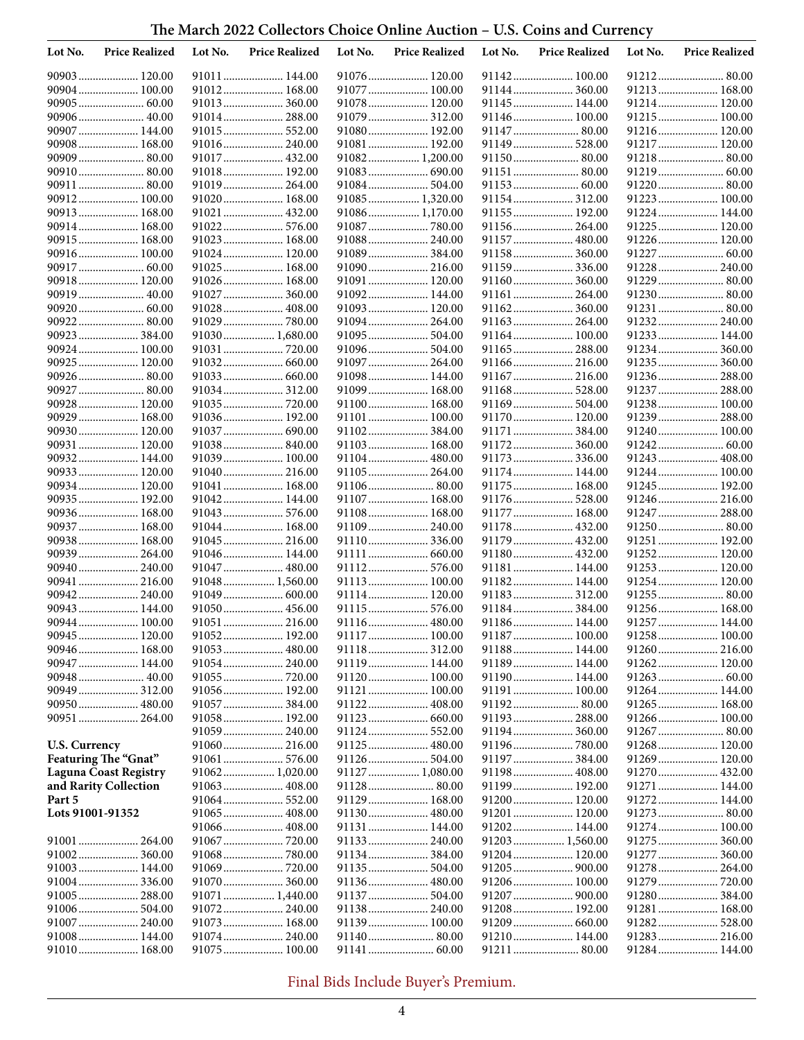# The March 2022 Collectors Choice Online Auction – U.S. Coins and Currency

| Lot No. | Price Realized |
|---|---|
| 90903 | 120.00 |
| 90904 | 100.00 |
| 90905 | 60.00 |
| 90906 | 40.00 |
| 90907 | 144.00 |
| 90908 | 168.00 |
| 90909 | 80.00 |
| 90910 | 80.00 |
| 90911 | 80.00 |
| 90912 | 100.00 |
| 90913 | 168.00 |
| 90914 | 168.00 |
| 90915 | 168.00 |
| 90916 | 100.00 |
| 90917 | 60.00 |
| 90918 | 120.00 |
| 90919 | 40.00 |
| 90920 | 60.00 |
| 90922 | 80.00 |
| 90923 | 384.00 |
| 90924 | 100.00 |
| 90925 | 120.00 |
| 90926 | 80.00 |
| 90927 | 80.00 |
| 90928 | 120.00 |
| 90929 | 168.00 |
| 90930 | 120.00 |
| 90931 | 120.00 |
| 90932 | 144.00 |
| 90933 | 120.00 |
| 90934 | 120.00 |
| 90935 | 192.00 |
| 90936 | 168.00 |
| 90937 | 168.00 |
| 90938 | 168.00 |
| 90939 | 264.00 |
| 90940 | 240.00 |
| 90941 | 216.00 |
| 90942 | 240.00 |
| 90943 | 144.00 |
| 90944 | 100.00 |
| 90945 | 120.00 |
| 90946 | 168.00 |
| 90947 | 144.00 |
| 90948 | 40.00 |
| 90949 | 312.00 |
| 90950 | 480.00 |
| 90951 | 264.00 |

**U.S. Currency Featuring The "Gnat" Laguna Coast Registry and Rarity Collection Part 5 Lots 91001-91352**

| Lot No. | Price Realized |
|---|---|
| 91001 | 264.00 |
| 91002 | 360.00 |
| 91003 | 144.00 |
| 91004 | 336.00 |
| 91005 | 288.00 |
| 91006 | 504.00 |
| 91007 | 240.00 |
| 91008 | 144.00 |
| 91010 | 168.00 |
| 91011 | 144.00 |
| 91012 | 168.00 |
| 91013 | 360.00 |
| 91014 | 288.00 |
| 91015 | 552.00 |
| 91016 | 240.00 |
| 91017 | 432.00 |
| 91018 | 192.00 |
| 91019 | 264.00 |
| 91020 | 168.00 |
| 91021 | 432.00 |
| 91022 | 576.00 |
| 91023 | 168.00 |
| 91024 | 120.00 |
| 91025 | 168.00 |
| 91026 | 168.00 |
| 91027 | 360.00 |
| 91028 | 408.00 |
| 91029 | 780.00 |
| 91030 | 1,680.00 |
| 91031 | 720.00 |
| 91032 | 660.00 |
| 91033 | 660.00 |
| 91034 | 312.00 |
| 91035 | 720.00 |
| 91036 | 192.00 |
| 91037 | 690.00 |
| 91038 | 840.00 |
| 91039 | 100.00 |
| 91040 | 216.00 |
| 91041 | 168.00 |
| 91042 | 144.00 |
| 91043 | 576.00 |
| 91044 | 168.00 |
| 91045 | 216.00 |
| 91046 | 144.00 |
| 91047 | 480.00 |
| 91048 | 1,560.00 |
| 91049 | 600.00 |
| 91050 | 456.00 |
| 91051 | 216.00 |
| 91052 | 192.00 |
| 91053 | 480.00 |
| 91054 | 240.00 |
| 91055 | 720.00 |
| 91056 | 192.00 |
| 91057 | 384.00 |
| 91058 | 192.00 |
| 91059 | 240.00 |
| 91060 | 216.00 |
| 91061 | 576.00 |
| 91062 | 1,020.00 |
| 91063 | 408.00 |
| 91064 | 552.00 |
| 91065 | 408.00 |
| 91066 | 408.00 |
| 91067 | 720.00 |
| 91068 | 780.00 |
| 91069 | 720.00 |
| 91070 | 360.00 |
| 91071 | 1,440.00 |
| 91072 | 240.00 |
| 91073 | 168.00 |
| 91074 | 240.00 |
| 91075 | 100.00 |
| 91076 | 120.00 |
| 91077 | 100.00 |
| 91078 | 120.00 |
| 91079 | 312.00 |
| 91080 | 192.00 |
| 91081 | 192.00 |
| 91082 | 1,200.00 |
| 91083 | 690.00 |
| 91084 | 504.00 |
| 91085 | 1,320.00 |
| 91086 | 1,170.00 |
| 91087 | 780.00 |
| 91088 | 240.00 |
| 91089 | 384.00 |
| 91090 | 216.00 |
| 91091 | 120.00 |
| 91092 | 144.00 |
| 91093 | 120.00 |
| 91094 | 264.00 |
| 91095 | 504.00 |
| 91096 | 504.00 |
| 91097 | 264.00 |
| 91098 | 144.00 |
| 91099 | 168.00 |
| 91100 | 168.00 |
| 91101 | 100.00 |
| 91102 | 384.00 |
| 91103 | 168.00 |
| 91104 | 480.00 |
| 91105 | 264.00 |
| 91106 | 80.00 |
| 91107 | 168.00 |
| 91108 | 168.00 |
| 91109 | 240.00 |
| 91110 | 336.00 |
| 91111 | 660.00 |
| 91112 | 576.00 |
| 91113 | 100.00 |
| 91114 | 120.00 |
| 91115 | 576.00 |
| 91116 | 480.00 |
| 91117 | 100.00 |
| 91118 | 312.00 |
| 91119 | 144.00 |
| 91120 | 100.00 |
| 91121 | 100.00 |
| 91122 | 408.00 |
| 91123 | 660.00 |
| 91124 | 552.00 |
| 91125 | 480.00 |
| 91126 | 504.00 |
| 91127 | 1,080.00 |
| 91128 | 80.00 |
| 91129 | 168.00 |
| 91130 | 480.00 |
| 91131 | 144.00 |
| 91133 | 240.00 |
| 91134 | 384.00 |
| 91135 | 504.00 |
| 91136 | 480.00 |
| 91137 | 504.00 |
| 91138 | 240.00 |
| 91139 | 100.00 |
| 91140 | 80.00 |
| 91141 | 60.00 |
| 91142 | 100.00 |
| 91144 | 360.00 |
| 91145 | 144.00 |
| 91146 | 100.00 |
| 91147 | 80.00 |
| 91149 | 528.00 |
| 91150 | 80.00 |
| 91151 | 80.00 |
| 91153 | 60.00 |
| 91154 | 312.00 |
| 91155 | 192.00 |
| 91156 | 264.00 |
| 91157 | 480.00 |
| 91158 | 360.00 |
| 91159 | 336.00 |
| 91160 | 360.00 |
| 91161 | 264.00 |
| 91162 | 360.00 |
| 91163 | 264.00 |
| 91164 | 100.00 |
| 91165 | 288.00 |
| 91166 | 216.00 |
| 91167 | 216.00 |
| 91168 | 528.00 |
| 91169 | 504.00 |
| 91170 | 120.00 |
| 91171 | 384.00 |
| 91172 | 360.00 |
| 91173 | 336.00 |
| 91174 | 144.00 |
| 91175 | 168.00 |
| 91176 | 528.00 |
| 91177 | 168.00 |
| 91178 | 432.00 |
| 91179 | 432.00 |
| 91180 | 432.00 |
| 91181 | 144.00 |
| 91182 | 144.00 |
| 91183 | 312.00 |
| 91184 | 384.00 |
| 91186 | 144.00 |
| 91187 | 100.00 |
| 91188 | 144.00 |
| 91189 | 144.00 |
| 91190 | 144.00 |
| 91191 | 100.00 |
| 91192 | 80.00 |
| 91193 | 288.00 |
| 91194 | 360.00 |
| 91196 | 780.00 |
| 91197 | 384.00 |
| 91198 | 408.00 |
| 91199 | 192.00 |
| 91200 | 120.00 |
| 91201 | 120.00 |
| 91202 | 144.00 |
| 91203 | 1,560.00 |
| 91204 | 120.00 |
| 91205 | 900.00 |
| 91206 | 100.00 |
| 91207 | 900.00 |
| 91208 | 192.00 |
| 91209 | 660.00 |
| 91210 | 144.00 |
| 91211 | 80.00 |
| 91212 | 80.00 |
| 91213 | 168.00 |
| 91214 | 120.00 |
| 91215 | 100.00 |
| 91216 | 120.00 |
| 91217 | 120.00 |
| 91218 | 80.00 |
| 91219 | 60.00 |
| 91220 | 80.00 |
| 91223 | 100.00 |
| 91224 | 144.00 |
| 91225 | 120.00 |
| 91226 | 120.00 |
| 91227 | 60.00 |
| 91228 | 240.00 |
| 91229 | 80.00 |
| 91230 | 80.00 |
| 91231 | 80.00 |
| 91232 | 240.00 |
| 91233 | 144.00 |
| 91234 | 360.00 |
| 91235 | 360.00 |
| 91236 | 288.00 |
| 91237 | 288.00 |
| 91238 | 100.00 |
| 91239 | 288.00 |
| 91240 | 100.00 |
| 91242 | 60.00 |
| 91243 | 408.00 |
| 91244 | 100.00 |
| 91245 | 192.00 |
| 91246 | 216.00 |
| 91247 | 288.00 |
| 91250 | 80.00 |
| 91251 | 192.00 |
| 91252 | 120.00 |
| 91253 | 120.00 |
| 91254 | 120.00 |
| 91255 | 80.00 |
| 91256 | 168.00 |
| 91257 | 144.00 |
| 91258 | 100.00 |
| 91260 | 216.00 |
| 91262 | 120.00 |
| 91263 | 60.00 |
| 91264 | 144.00 |
| 91265 | 168.00 |
| 91266 | 100.00 |
| 91267 | 80.00 |
| 91268 | 120.00 |
| 91269 | 120.00 |
| 91270 | 432.00 |
| 91271 | 144.00 |
| 91272 | 144.00 |
| 91273 | 80.00 |
| 91274 | 100.00 |
| 91275 | 360.00 |
| 91277 | 360.00 |
| 91278 | 264.00 |
| 91279 | 720.00 |
| 91280 | 384.00 |
| 91281 | 168.00 |
| 91282 | 528.00 |
| 91283 | 216.00 |
| 91284 | 144.00 |

Final Bids Include Buyer's Premium.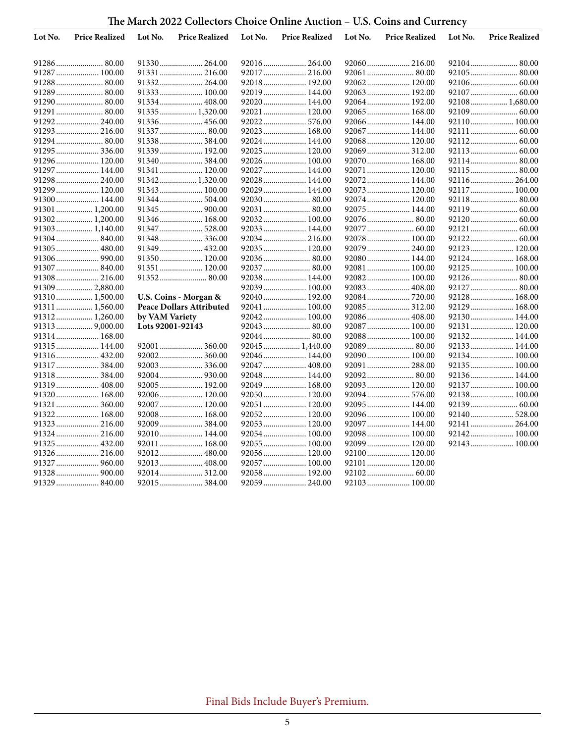# The March 2022 Collectors Choice Online Auction – U.S. Coins and Currency

| Lot No. | Price Realized |
|---|---|
| 91286 | 80.00 |
| 91287 | 100.00 |
| 91288 | 80.00 |
| 91289 | 80.00 |
| 91290 | 80.00 |
| 91291 | 80.00 |
| 91292 | 240.00 |
| 91293 | 216.00 |
| 91294 | 80.00 |
| 91295 | 336.00 |
| 91296 | 120.00 |
| 91297 | 144.00 |
| 91298 | 240.00 |
| 91299 | 120.00 |
| 91300 | 144.00 |
| 91301 | 1,200.00 |
| 91302 | 1,200.00 |
| 91303 | 1,140.00 |
| 91304 | 840.00 |
| 91305 | 480.00 |
| 91306 | 990.00 |
| 91307 | 840.00 |
| 91308 | 216.00 |
| 91309 | 2,880.00 |
| 91310 | 1,500.00 |
| 91311 | 1,560.00 |
| 91312 | 1,260.00 |
| 91313 | 9,000.00 |
| 91314 | 168.00 |
| 91315 | 144.00 |
| 91316 | 432.00 |
| 91317 | 384.00 |
| 91318 | 384.00 |
| 91319 | 408.00 |
| 91320 | 168.00 |
| 91321 | 360.00 |
| 91322 | 168.00 |
| 91323 | 216.00 |
| 91324 | 216.00 |
| 91325 | 432.00 |
| 91326 | 216.00 |
| 91327 | 960.00 |
| 91328 | 900.00 |
| 91329 | 840.00 |
| 91330 | 264.00 |
| 91331 | 216.00 |
| 91332 | 264.00 |
| 91333 | 100.00 |
| 91334 | 408.00 |
| 91335 | 1,320.00 |
| 91336 | 456.00 |
| 91337 | 80.00 |
| 91338 | 384.00 |
| 91339 | 192.00 |
| 91340 | 384.00 |
| 91341 | 120.00 |
| 91342 | 1,320.00 |
| 91343 | 100.00 |
| 91344 | 504.00 |
| 91345 | 900.00 |
| 91346 | 168.00 |
| 91347 | 528.00 |
| 91348 | 336.00 |
| 91349 | 432.00 |
| 91350 | 120.00 |
| 91351 | 120.00 |
| 91352 | 80.00 |

**U.S. Coins - Morgan & Peace Dollars Attributed by VAM Variety Lots 92001-92143**

| Lot No. | Price Realized |
|---|---|
| 92001 | 360.00 |
| 92002 | 360.00 |
| 92003 | 336.00 |
| 92004 | 930.00 |
| 92005 | 192.00 |
| 92006 | 120.00 |
| 92007 | 120.00 |
| 92008 | 168.00 |
| 92009 | 384.00 |
| 92010 | 144.00 |
| 92011 | 168.00 |
| 92012 | 480.00 |
| 92013 | 408.00 |
| 92014 | 312.00 |
| 92015 | 384.00 |
| 92016 | 264.00 |
| 92017 | 216.00 |
| 92018 | 192.00 |
| 92019 | 144.00 |
| 92020 | 144.00 |
| 92021 | 120.00 |
| 92022 | 576.00 |
| 92023 | 168.00 |
| 92024 | 144.00 |
| 92025 | 120.00 |
| 92026 | 100.00 |
| 92027 | 144.00 |
| 92028 | 144.00 |
| 92029 | 144.00 |
| 92030 | 80.00 |
| 92031 | 80.00 |
| 92032 | 100.00 |
| 92033 | 144.00 |
| 92034 | 216.00 |
| 92035 | 120.00 |
| 92036 | 80.00 |
| 92037 | 80.00 |
| 92038 | 144.00 |
| 92039 | 100.00 |
| 92040 | 192.00 |
| 92041 | 100.00 |
| 92042 | 100.00 |
| 92043 | 80.00 |
| 92044 | 80.00 |
| 92045 | 1,440.00 |
| 92046 | 144.00 |
| 92047 | 408.00 |
| 92048 | 144.00 |
| 92049 | 168.00 |
| 92050 | 120.00 |
| 92051 | 120.00 |
| 92052 | 120.00 |
| 92053 | 120.00 |
| 92054 | 100.00 |
| 92055 | 100.00 |
| 92056 | 120.00 |
| 92057 | 100.00 |
| 92058 | 192.00 |
| 92059 | 240.00 |
| 92060 | 216.00 |
| 92061 | 80.00 |
| 92062 | 120.00 |
| 92063 | 192.00 |
| 92064 | 192.00 |
| 92065 | 168.00 |
| 92066 | 144.00 |
| 92067 | 144.00 |
| 92068 | 120.00 |
| 92069 | 312.00 |
| 92070 | 168.00 |
| 92071 | 120.00 |
| 92072 | 144.00 |
| 92073 | 120.00 |
| 92074 | 120.00 |
| 92075 | 144.00 |
| 92076 | 80.00 |
| 92077 | 60.00 |
| 92078 | 100.00 |
| 92079 | 240.00 |
| 92080 | 144.00 |
| 92081 | 100.00 |
| 92082 | 100.00 |
| 92083 | 408.00 |
| 92084 | 720.00 |
| 92085 | 312.00 |
| 92086 | 408.00 |
| 92087 | 100.00 |
| 92088 | 100.00 |
| 92089 | 80.00 |
| 92090 | 100.00 |
| 92091 | 288.00 |
| 92092 | 80.00 |
| 92093 | 120.00 |
| 92094 | 576.00 |
| 92095 | 144.00 |
| 92096 | 100.00 |
| 92097 | 144.00 |
| 92098 | 100.00 |
| 92099 | 120.00 |
| 92100 | 120.00 |
| 92101 | 120.00 |
| 92102 | 60.00 |
| 92103 | 100.00 |
| 92104 | 80.00 |
| 92105 | 80.00 |
| 92106 | 60.00 |
| 92107 | 60.00 |
| 92108 | 1,680.00 |
| 92109 | 60.00 |
| 92110 | 100.00 |
| 92111 | 60.00 |
| 92112 | 60.00 |
| 92113 | 60.00 |
| 92114 | 80.00 |
| 92115 | 80.00 |
| 92116 | 264.00 |
| 92117 | 100.00 |
| 92118 | 80.00 |
| 92119 | 60.00 |
| 92120 | 60.00 |
| 92121 | 60.00 |
| 92122 | 60.00 |
| 92123 | 120.00 |
| 92124 | 168.00 |
| 92125 | 100.00 |
| 92126 | 80.00 |
| 92127 | 80.00 |
| 92128 | 168.00 |
| 92129 | 168.00 |
| 92130 | 144.00 |
| 92131 | 120.00 |
| 92132 | 144.00 |
| 92133 | 144.00 |
| 92134 | 100.00 |
| 92135 | 100.00 |
| 92136 | 144.00 |
| 92137 | 100.00 |
| 92138 | 100.00 |
| 92139 | 60.00 |
| 92140 | 528.00 |
| 92141 | 264.00 |
| 92142 | 100.00 |
| 92143 | 100.00 |

Final Bids Include Buyer's Premium.